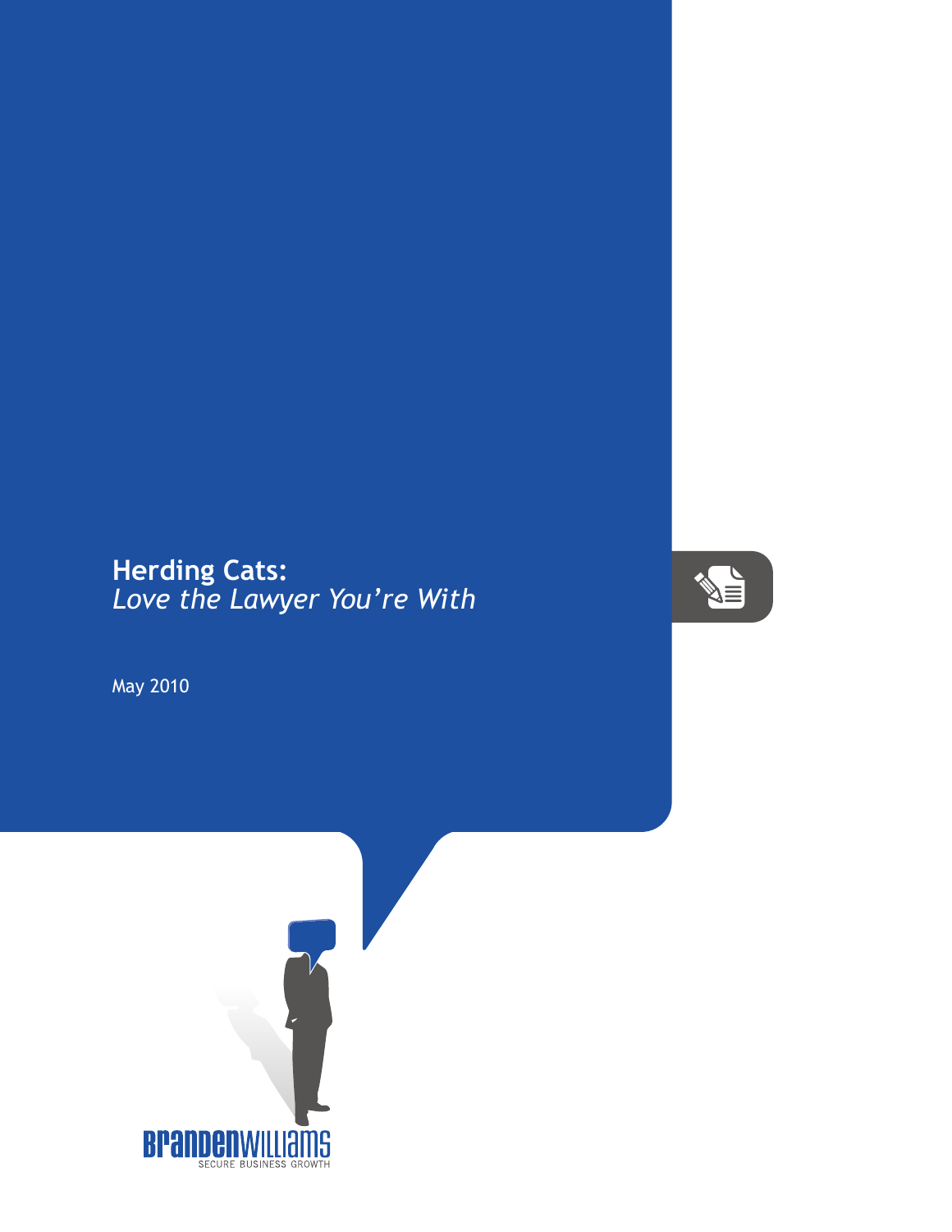# Herding Cats:
*Love the Lawyer You're With*

May 2010

BRANDENWILLIAMS
SECURE BUSINESS GROWTH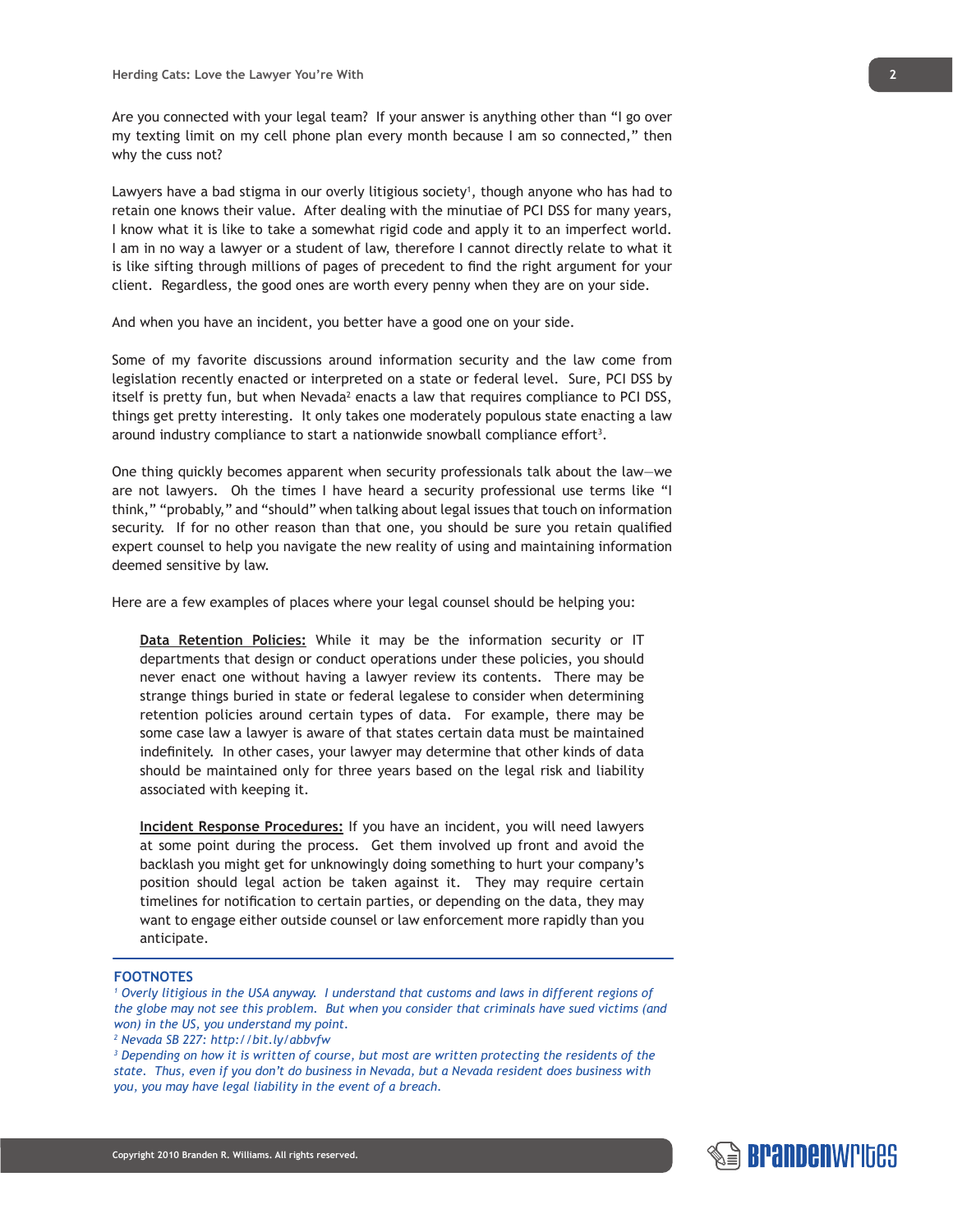Are you connected with your legal team? If your answer is anything other than "I go over my texting limit on my cell phone plan every month because I am so connected," then why the cuss not?

Lawyers have a bad stigma in our overly litigious society[1], though anyone who has had to retain one knows their value. After dealing with the minutiae of PCI DSS for many years, I know what it is like to take a somewhat rigid code and apply it to an imperfect world. I am in no way a lawyer or a student of law, therefore I cannot directly relate to what it is like sifting through millions of pages of precedent to find the right argument for your client. Regardless, the good ones are worth every penny when they are on your side.

And when you have an incident, you better have a good one on your side.

Some of my favorite discussions around information security and the law come from legislation recently enacted or interpreted on a state or federal level. Sure, PCI DSS by itself is pretty fun, but when Nevada[2] enacts a law that requires compliance to PCI DSS, things get pretty interesting. It only takes one moderately populous state enacting a law around industry compliance to start a nationwide snowball compliance effort[3].

One thing quickly becomes apparent when security professionals talk about the law—we are not lawyers. Oh the times I have heard a security professional use terms like "I think," "probably," and "should" when talking about legal issues that touch on information security. If for no other reason than that one, you should be sure you retain qualified expert counsel to help you navigate the new reality of using and maintaining information deemed sensitive by law.

Here are a few examples of places where your legal counsel should be helping you:

> **Data Retention Policies:** While it may be the information security or IT departments that design or conduct operations under these policies, you should never enact one without having a lawyer review its contents. There may be strange things buried in state or federal legalese to consider when determining retention policies around certain types of data. For example, there may be some case law a lawyer is aware of that states certain data must be maintained indefinitely. In other cases, your lawyer may determine that other kinds of data should be maintained only for three years based on the legal risk and liability associated with keeping it.
>
> **Incident Response Procedures:** If you have an incident, you will need lawyers at some point during the process. Get them involved up front and avoid the backlash you might get for unknowingly doing something to hurt your company's position should legal action be taken against it. They may require certain timelines for notification to certain parties, or depending on the data, they may want to engage either outside counsel or law enforcement more rapidly than you anticipate.

---

**FOOTNOTES**

[1] *Overly litigious in the USA anyway. I understand that customs and laws in different regions of the globe may not see this problem. But when you consider that criminals have sued victims (and won) in the US, you understand my point.*

[2] *Nevada SB 227: http://bit.ly/abbvfw*

[3] *Depending on how it is written of course, but most are written protecting the residents of the state. Thus, even if you don't do business in Nevada, but a Nevada resident does business with you, you may have legal liability in the event of a breach.*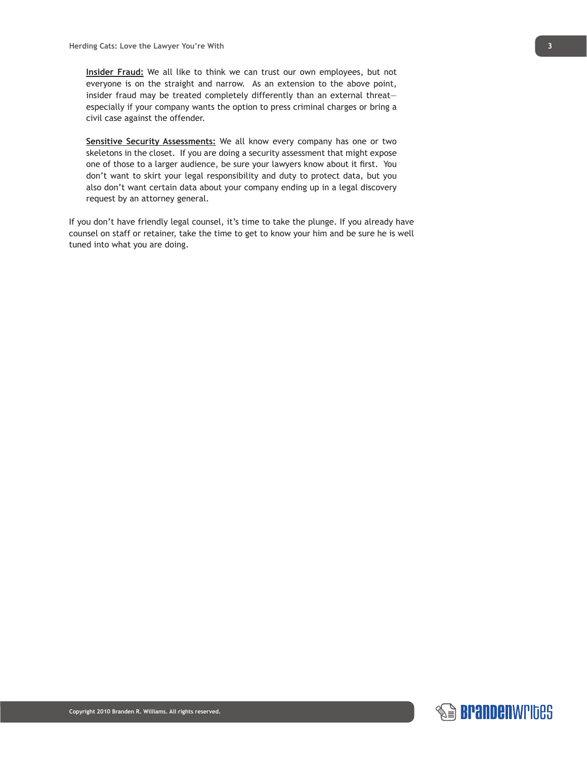**Insider Fraud:** We all like to think we can trust our own employees, but not everyone is on the straight and narrow. As an extension to the above point, insider fraud may be treated completely differently than an external threat—especially if your company wants the option to press criminal charges or bring a civil case against the offender.

**Sensitive Security Assessments:** We all know every company has one or two skeletons in the closet. If you are doing a security assessment that might expose one of those to a larger audience, be sure your lawyers know about it first. You don't want to skirt your legal responsibility and duty to protect data, but you also don't want certain data about your company ending up in a legal discovery request by an attorney general.

If you don't have friendly legal counsel, it's time to take the plunge. If you already have counsel on staff or retainer, take the time to get to know your him and be sure he is well tuned into what you are doing.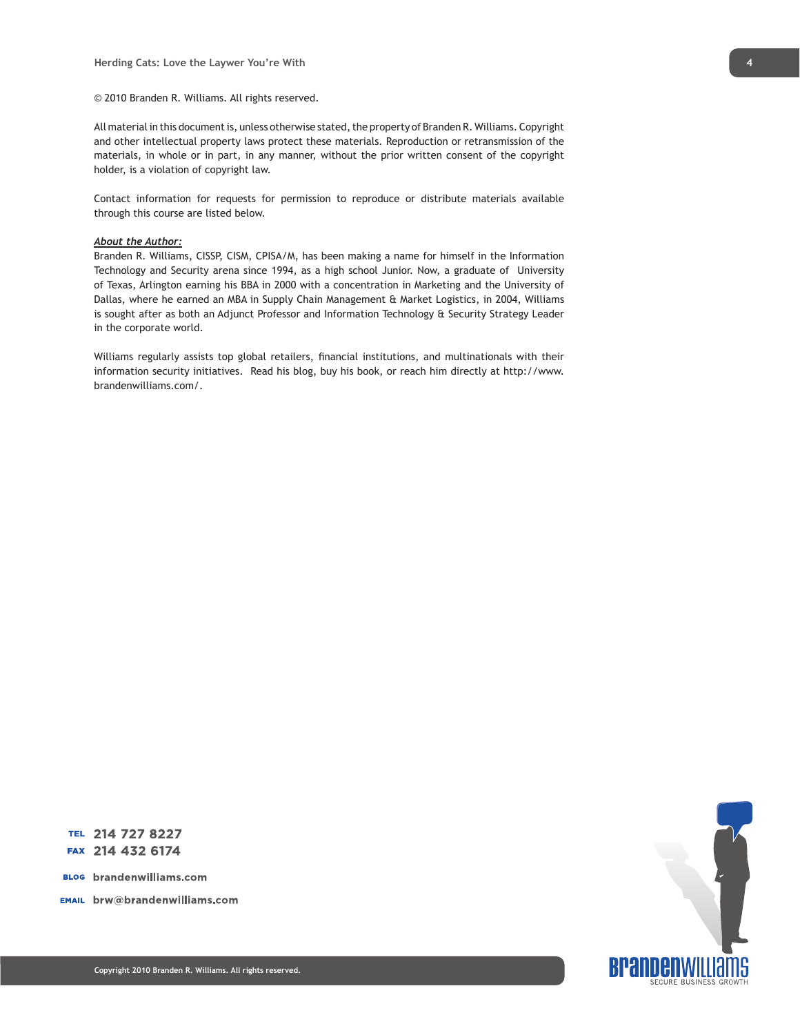© 2010 Branden R. Williams. All rights reserved.

All material in this document is, unless otherwise stated, the property of Branden R. Williams. Copyright and other intellectual property laws protect these materials. Reproduction or retransmission of the materials, in whole or in part, in any manner, without the prior written consent of the copyright holder, is a violation of copyright law.

Contact information for requests for permission to reproduce or distribute materials available through this course are listed below.

***About the Author:***
Branden R. Williams, CISSP, CISM, CPISA/M, has been making a name for himself in the Information Technology and Security arena since 1994, as a high school Junior. Now, a graduate of University of Texas, Arlington earning his BBA in 2000 with a concentration in Marketing and the University of Dallas, where he earned an MBA in Supply Chain Management & Market Logistics, in 2004, Williams is sought after as both an Adjunct Professor and Information Technology & Security Strategy Leader in the corporate world.

Williams regularly assists top global retailers, financial institutions, and multinationals with their information security initiatives. Read his blog, buy his book, or reach him directly at http://www.brandenwilliams.com/.

**TEL** 214 727 8227
**FAX** 214 432 6174

**BLOG** brandenwilliams.com

**EMAIL** brw@brandenwilliams.com

BrandenWilliams
SECURE BUSINESS GROWTH